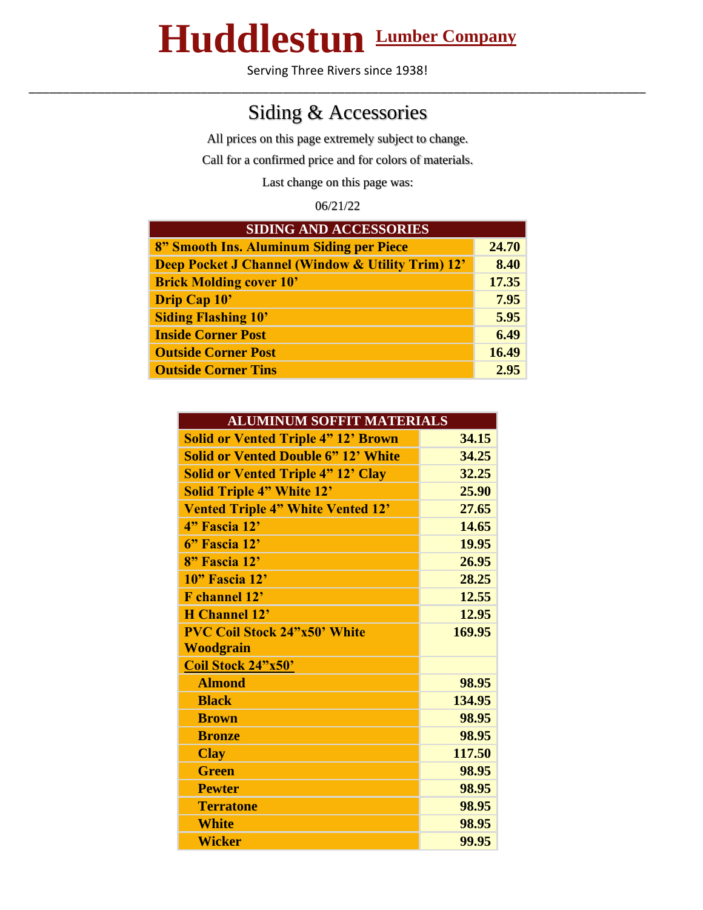# Huddlestun Lumber Company

Serving Three Rivers since 1938!

---

## Siding & Accessories

All prices on this page extremely subject to change.

Call for a confirmed price and for colors of materials.

Last change on this page was:

06/21/22

| SIDING AND ACCESSORIES | |
|---|---|
| **8" Smooth Ins. Aluminum Siding per Piece** | **24.70** |
| **Deep Pocket J Channel (Window & Utility Trim) 12'** | **8.40** |
| **Brick Molding cover 10'** | **17.35** |
| **Drip Cap 10'** | **7.95** |
| **Siding Flashing 10'** | **5.95** |
| **Inside Corner Post** | **6.49** |
| **Outside Corner Post** | **16.49** |
| **Outside Corner Tins** | **2.95** |

| ALUMINUM SOFFIT MATERIALS | |
|---|---|
| **Solid or Vented Triple 4" 12' Brown** | **34.15** |
| **Solid or Vented Double 6" 12' White** | **34.25** |
| **Solid or Vented Triple 4" 12' Clay** | **32.25** |
| **Solid Triple 4" White 12'** | **25.90** |
| **Vented Triple 4" White Vented 12'** | **27.65** |
| **4" Fascia 12'** | **14.65** |
| **6" Fascia 12'** | **19.95** |
| **8" Fascia 12'** | **26.95** |
| **10" Fascia 12'** | **28.25** |
| **F channel 12'** | **12.55** |
| **H Channel 12'** | **12.95** |
| **PVC Coil Stock 24"x50' White Woodgrain** | **169.95** |
| **Coil Stock 24"x50'** | |
| **Almond** | **98.95** |
| **Black** | **134.95** |
| **Brown** | **98.95** |
| **Bronze** | **98.95** |
| **Clay** | **117.50** |
| **Green** | **98.95** |
| **Pewter** | **98.95** |
| **Terratone** | **98.95** |
| **White** | **98.95** |
| **Wicker** | **99.95** |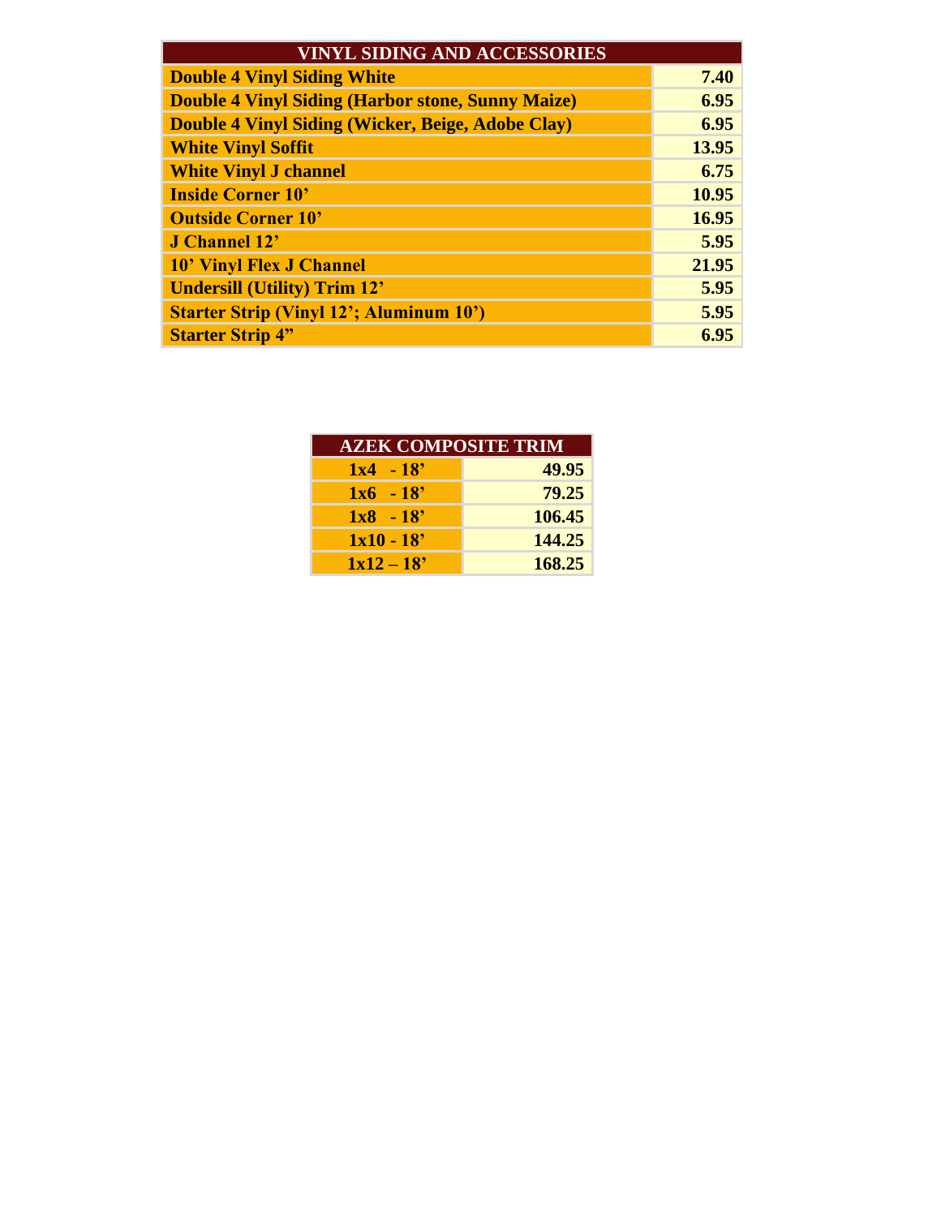| VINYL SIDING AND ACCESSORIES | |
| --- | --- |
| Double 4 Vinyl Siding White | 7.40 |
| Double 4 Vinyl Siding (Harbor stone, Sunny Maize) | 6.95 |
| Double 4 Vinyl Siding (Wicker, Beige, Adobe Clay) | 6.95 |
| White Vinyl Soffit | 13.95 |
| White Vinyl J channel | 6.75 |
| Inside Corner 10' | 10.95 |
| Outside Corner 10' | 16.95 |
| J Channel 12' | 5.95 |
| 10' Vinyl Flex J Channel | 21.95 |
| Undersill (Utility) Trim 12' | 5.95 |
| Starter Strip (Vinyl 12'; Aluminum 10') | 5.95 |
| Starter Strip 4" | 6.95 |

| AZEK COMPOSITE TRIM | |
| --- | --- |
| 1x4 - 18' | 49.95 |
| 1x6 - 18' | 79.25 |
| 1x8 - 18' | 106.45 |
| 1x10 - 18' | 144.25 |
| 1x12 – 18' | 168.25 |